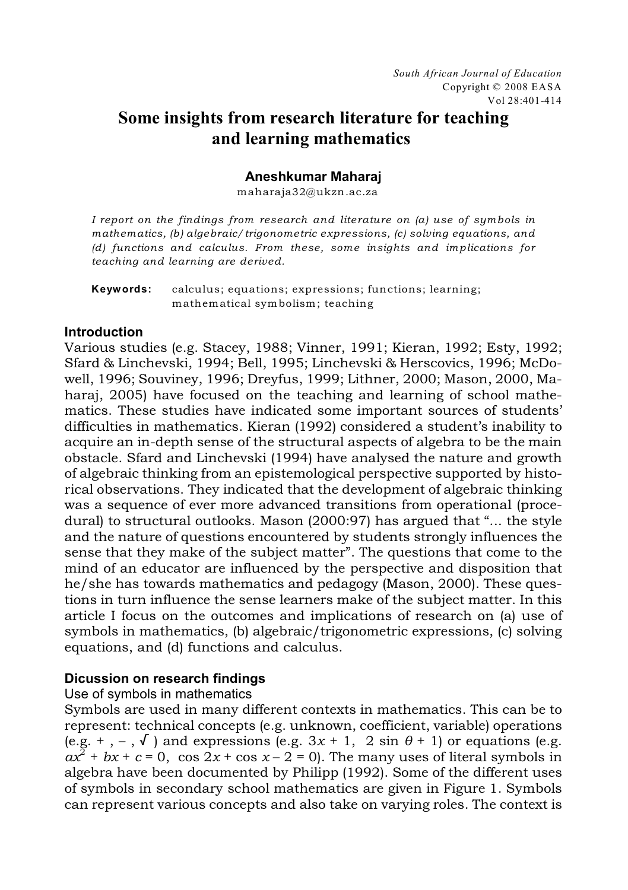# Some insights from research literature for teaching and learning mathematics

**Aneshkumar Maharaj**

maharaja32@ukzn.ac.za

*I report on the findings from research and literature on (a) use of symbols in mathematics, (b) algebraic/trigonometric expressions, (c) solving equations, and (d) functions and calculus. From these, some insights and implications for teaching and learning are derived.*

**Keywords:** calculus; equations; expressions; functions; learning; mathematical symbolism; teaching

## Introduction

Various studies (e.g. Stacey, 1988; Vinner, 1991; Kieran, 1992; Esty, 1992; Sfard & Linchevski, 1994; Bell, 1995; Linchevski & Herscovics, 1996; McDowell, 1996; Souviney, 1996; Dreyfus, 1999; Lithner, 2000; Mason, 2000, Maharaj, 2005) have focused on the teaching and learning of school mathematics. These studies have indicated some important sources of students' difficulties in mathematics. Kieran (1992) considered a student's inability to acquire an in-depth sense of the structural aspects of algebra to be the main obstacle. Sfard and Linchevski (1994) have analysed the nature and growth of algebraic thinking from an epistemological perspective supported by historical observations. They indicated that the development of algebraic thinking was a sequence of ever more advanced transitions from operational (procedural) to structural outlooks. Mason (2000:97) has argued that "... the style and the nature of questions encountered by students strongly influences the sense that they make of the subject matter". The questions that come to the mind of an educator are influenced by the perspective and disposition that he/she has towards mathematics and pedagogy (Mason, 2000). These questions in turn influence the sense learners make of the subject matter. In this article I focus on the outcomes and implications of research on (a) use of symbols in mathematics, (b) algebraic/trigonometric expressions, (c) solving equations, and (d) functions and calculus.

## Dicussion on research findings

### Use of symbols in mathematics

Symbols are used in many different contexts in mathematics. This can be to represent: technical concepts (e.g. unknown, coefficient, variable) operations (e.g. $+$ , $-$ , $\sqrt{\ }$ ) and expressions (e.g. $3x + 1$, $2 \sin \theta + 1$) or equations (e.g. $ax^2 + bx + c = 0$, $\cos 2x + \cos x - 2 = 0$). The many uses of literal symbols in algebra have been documented by Philipp (1992). Some of the different uses of symbols in secondary school mathematics are given in Figure 1. Symbols can represent various concepts and also take on varying roles. The context is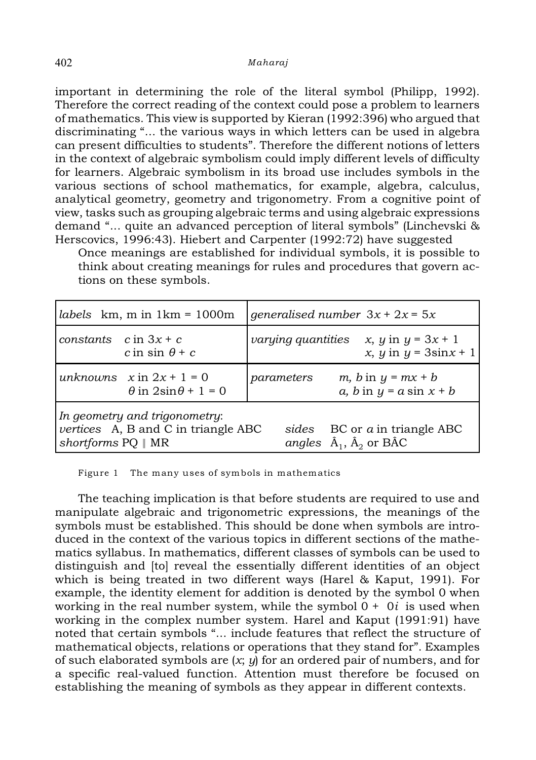important in determining the role of the literal symbol (Philipp, 1992). Therefore the correct reading of the context could pose a problem to learners of mathematics. This view is supported by Kieran (1992:396) who argued that discriminating "... the various ways in which letters can be used in algebra can present difficulties to students". Therefore the different notions of letters in the context of algebraic symbolism could imply different levels of difficulty for learners. Algebraic symbolism in its broad use includes symbols in the various sections of school mathematics, for example, algebra, calculus, analytical geometry, geometry and trigonometry. From a cognitive point of view, tasks such as grouping algebraic terms and using algebraic expressions demand "... quite an advanced perception of literal symbols" (Linchevski & Herscovics, 1996:43). Hiebert and Carpenter (1992:72) have suggested

> Once meanings are established for individual symbols, it is possible to think about creating meanings for rules and procedures that govern actions on these symbols.

| | |
|---|---|
| *labels* km, m in 1km = 1000m | *generalised number* $3x + 2x = 5x$ |
| *constants* $c$ in $3x + c$; $c$ in $\sin\theta + c$ | *varying quantities* $x$, $y$ in $y = 3x + 1$; $x$, $y$ in $y = 3\sin x + 1$ |
| *unknowns* $x$ in $2x + 1 = 0$; $\theta$ in $2\sin\theta + 1 = 0$ | *parameters* $m$, $b$ in $y = mx + b$; $a$, $b$ in $y = a\sin x + b$ |
| *In geometry and trigonometry*: *vertices* A, B and C in triangle ABC; *shortforms* PQ ∥ MR | *sides* BC or $a$ in triangle ABC; *angles* $\hat{A}_1$, $\hat{A}_2$ or $B\hat{A}C$ |

Figure 1 The many uses of symbols in mathematics

The teaching implication is that before students are required to use and manipulate algebraic and trigonometric expressions, the meanings of the symbols must be established. This should be done when symbols are introduced in the context of the various topics in different sections of the mathematics syllabus. In mathematics, different classes of symbols can be used to distinguish and [to] reveal the essentially different identities of an object which is being treated in two different ways (Harel & Kaput, 1991). For example, the identity element for addition is denoted by the symbol 0 when working in the real number system, while the symbol $0 + 0i$ is used when working in the complex number system. Harel and Kaput (1991:91) have noted that certain symbols "... include features that reflect the structure of mathematical objects, relations or operations that they stand for". Examples of such elaborated symbols are $(x; y)$ for an ordered pair of numbers, and for a specific real-valued function. Attention must therefore be focused on establishing the meaning of symbols as they appear in different contexts.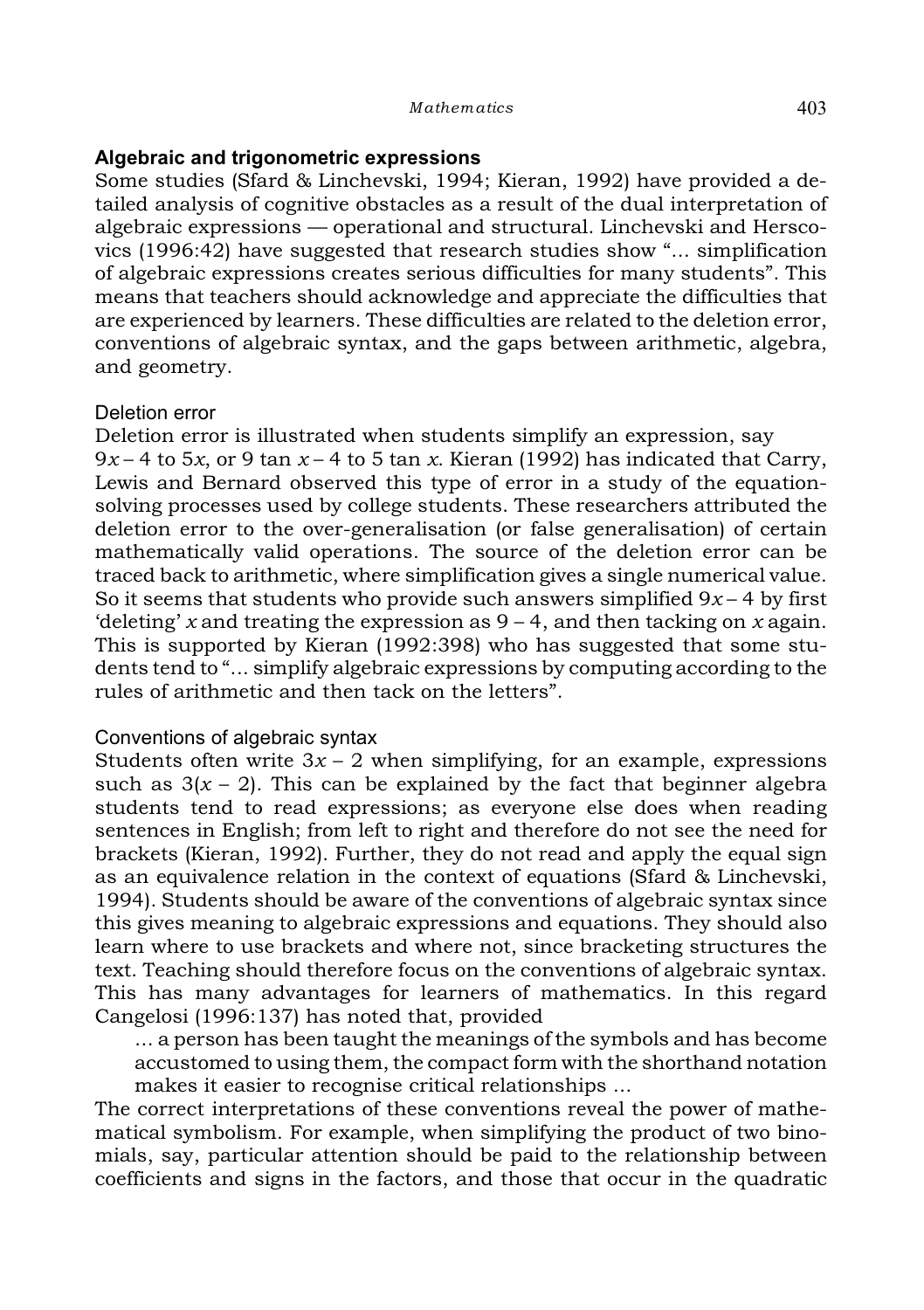## Algebraic and trigonometric expressions

Some studies (Sfard & Linchevski, 1994; Kieran, 1992) have provided a detailed analysis of cognitive obstacles as a result of the dual interpretation of algebraic expressions — operational and structural. Linchevski and Herscovics (1996:42) have suggested that research studies show "... simplification of algebraic expressions creates serious difficulties for many students". This means that teachers should acknowledge and appreciate the difficulties that are experienced by learners. These difficulties are related to the deletion error, conventions of algebraic syntax, and the gaps between arithmetic, algebra, and geometry.

### Deletion error

Deletion error is illustrated when students simplify an expression, say $9x - 4$ to $5x$, or $9 \tan x - 4$ to $5 \tan x$. Kieran (1992) has indicated that Carry, Lewis and Bernard observed this type of error in a study of the equation-solving processes used by college students. These researchers attributed the deletion error to the over-generalisation (or false generalisation) of certain mathematically valid operations. The source of the deletion error can be traced back to arithmetic, where simplification gives a single numerical value. So it seems that students who provide such answers simplified $9x - 4$ by first 'deleting' $x$ and treating the expression as $9 - 4$, and then tacking on $x$ again. This is supported by Kieran (1992:398) who has suggested that some students tend to "... simplify algebraic expressions by computing according to the rules of arithmetic and then tack on the letters".

### Conventions of algebraic syntax

Students often write $3x - 2$ when simplifying, for an example, expressions such as $3(x - 2)$. This can be explained by the fact that beginner algebra students tend to read expressions; as everyone else does when reading sentences in English; from left to right and therefore do not see the need for brackets (Kieran, 1992). Further, they do not read and apply the equal sign as an equivalence relation in the context of equations (Sfard & Linchevski, 1994). Students should be aware of the conventions of algebraic syntax since this gives meaning to algebraic expressions and equations. They should also learn where to use brackets and where not, since bracketing structures the text. Teaching should therefore focus on the conventions of algebraic syntax. This has many advantages for learners of mathematics. In this regard Cangelosi (1996:137) has noted that, provided

> ... a person has been taught the meanings of the symbols and has become accustomed to using them, the compact form with the shorthand notation makes it easier to recognise critical relationships ...

The correct interpretations of these conventions reveal the power of mathematical symbolism. For example, when simplifying the product of two binomials, say, particular attention should be paid to the relationship between coefficients and signs in the factors, and those that occur in the quadratic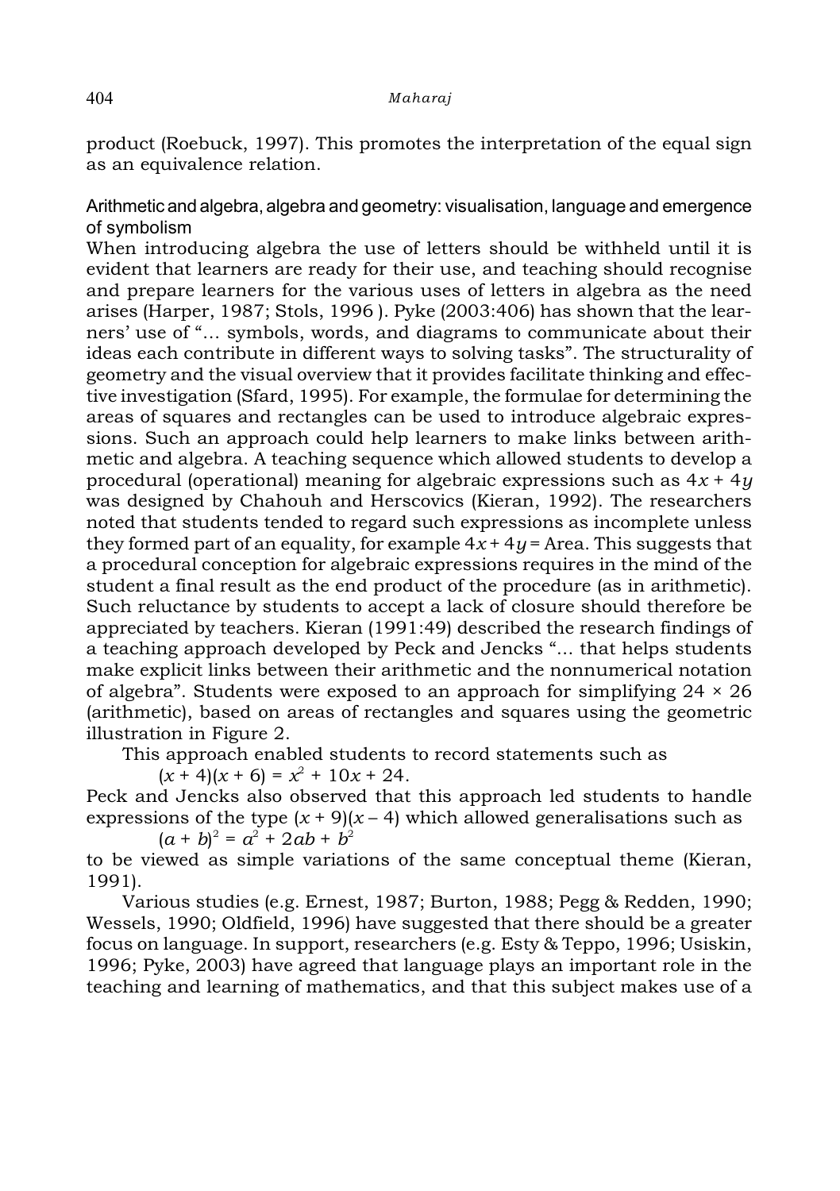product (Roebuck, 1997). This promotes the interpretation of the equal sign as an equivalence relation.

### Arithmetic and algebra, algebra and geometry: visualisation, language and emergence of symbolism

When introducing algebra the use of letters should be withheld until it is evident that learners are ready for their use, and teaching should recognise and prepare learners for the various uses of letters in algebra as the need arises (Harper, 1987; Stols, 1996 ). Pyke (2003:406) has shown that the learners' use of "... symbols, words, and diagrams to communicate about their ideas each contribute in different ways to solving tasks". The structurality of geometry and the visual overview that it provides facilitate thinking and effective investigation (Sfard, 1995). For example, the formulae for determining the areas of squares and rectangles can be used to introduce algebraic expressions. Such an approach could help learners to make links between arithmetic and algebra. A teaching sequence which allowed students to develop a procedural (operational) meaning for algebraic expressions such as $4x + 4y$ was designed by Chahouh and Herscovics (Kieran, 1992). The researchers noted that students tended to regard such expressions as incomplete unless they formed part of an equality, for example $4x + 4y = \text{Area}$. This suggests that a procedural conception for algebraic expressions requires in the mind of the student a final result as the end product of the procedure (as in arithmetic). Such reluctance by students to accept a lack of closure should therefore be appreciated by teachers. Kieran (1991:49) described the research findings of a teaching approach developed by Peck and Jencks "... that helps students make explicit links between their arithmetic and the nonnumerical notation of algebra". Students were exposed to an approach for simplifying $24 \times 26$ (arithmetic), based on areas of rectangles and squares using the geometric illustration in Figure 2.

This approach enabled students to record statements such as

$$(x + 4)(x + 6) = x^2 + 10x + 24.$$

Peck and Jencks also observed that this approach led students to handle expressions of the type $(x + 9)(x - 4)$ which allowed generalisations such as

$$(a + b)^2 = a^2 + 2ab + b^2$$

to be viewed as simple variations of the same conceptual theme (Kieran, 1991).

Various studies (e.g. Ernest, 1987; Burton, 1988; Pegg & Redden, 1990; Wessels, 1990; Oldfield, 1996) have suggested that there should be a greater focus on language. In support, researchers (e.g. Esty & Teppo, 1996; Usiskin, 1996; Pyke, 2003) have agreed that language plays an important role in the teaching and learning of mathematics, and that this subject makes use of a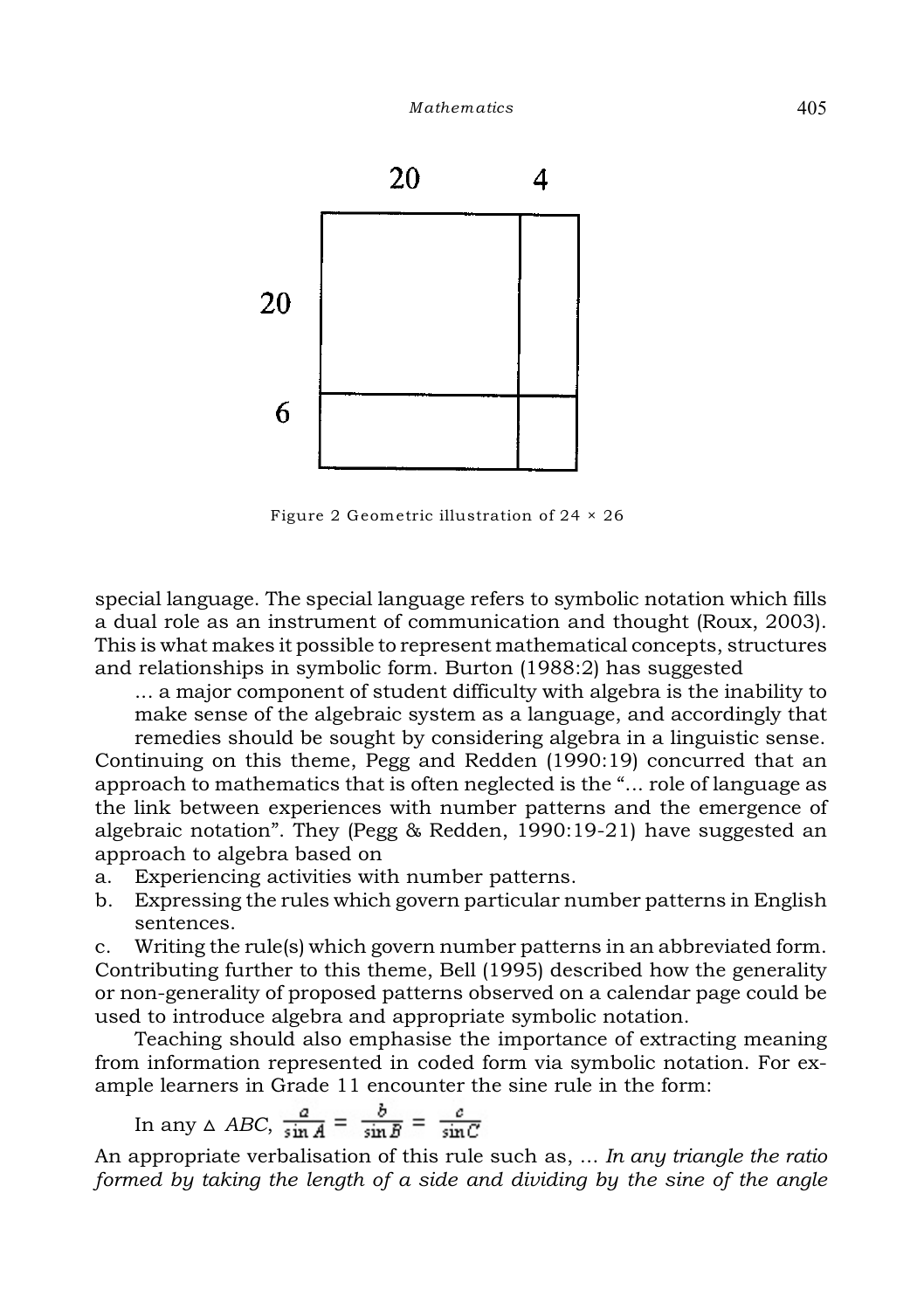Figure 2 Geometric illustration of 24 × 26

special language. The special language refers to symbolic notation which fills a dual role as an instrument of communication and thought (Roux, 2003). This is what makes it possible to represent mathematical concepts, structures and relationships in symbolic form. Burton (1988:2) has suggested

> ... a major component of student difficulty with algebra is the inability to make sense of the algebraic system as a language, and accordingly that remedies should be sought by considering algebra in a linguistic sense.

Continuing on this theme, Pegg and Redden (1990:19) concurred that an approach to mathematics that is often neglected is the "... role of language as the link between experiences with number patterns and the emergence of algebraic notation". They (Pegg & Redden, 1990:19-21) have suggested an approach to algebra based on

a. Experiencing activities with number patterns.
b. Expressing the rules which govern particular number patterns in English sentences.
c. Writing the rule(s) which govern number patterns in an abbreviated form.

Contributing further to this theme, Bell (1995) described how the generality or non-generality of proposed patterns observed on a calendar page could be used to introduce algebra and appropriate symbolic notation.

Teaching should also emphasise the importance of extracting meaning from information represented in coded form via symbolic notation. For example learners in Grade 11 encounter the sine rule in the form:

In any $\triangle$ $ABC$, $\frac{a}{\sin A} = \frac{b}{\sin B} = \frac{c}{\sin C}$

An appropriate verbalisation of this rule such as, ... *In any triangle the ratio formed by taking the length of a side and dividing by the sine of the angle*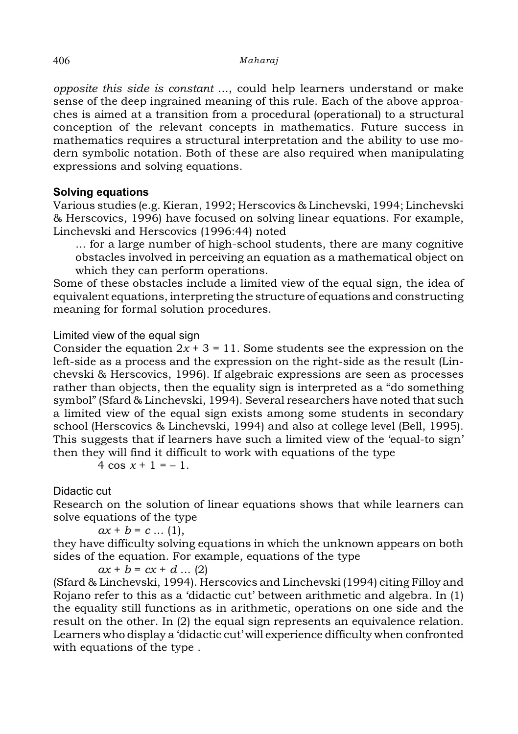*opposite this side is constant* ..., could help learners understand or make sense of the deep ingrained meaning of this rule. Each of the above approaches is aimed at a transition from a procedural (operational) to a structural conception of the relevant concepts in mathematics. Future success in mathematics requires a structural interpretation and the ability to use modern symbolic notation. Both of these are also required when manipulating expressions and solving equations.

### Solving equations

Various studies (e.g. Kieran, 1992; Herscovics & Linchevski, 1994; Linchevski & Herscovics, 1996) have focused on solving linear equations. For example, Linchevski and Herscovics (1996:44) noted

> ... for a large number of high-school students, there are many cognitive obstacles involved in perceiving an equation as a mathematical object on which they can perform operations.

Some of these obstacles include a limited view of the equal sign, the idea of equivalent equations, interpreting the structure of equations and constructing meaning for formal solution procedures.

#### Limited view of the equal sign

Consider the equation $2x + 3 = 11$. Some students see the expression on the left-side as a process and the expression on the right-side as the result (Linchevski & Herscovics, 1996). If algebraic expressions are seen as processes rather than objects, then the equality sign is interpreted as a "do something symbol" (Sfard & Linchevski, 1994). Several researchers have noted that such a limited view of the equal sign exists among some students in secondary school (Herscovics & Linchevski, 1994) and also at college level (Bell, 1995). This suggests that if learners have such a limited view of the 'equal-to sign' then they will find it difficult to work with equations of the type

$$4 \cos x + 1 = -1.$$

#### Didactic cut

Research on the solution of linear equations shows that while learners can solve equations of the type

$$ax + b = c \ldots (1),$$

they have difficulty solving equations in which the unknown appears on both sides of the equation. For example, equations of the type

$$ax + b = cx + d \ldots (2)$$

(Sfard & Linchevski, 1994). Herscovics and Linchevski (1994) citing Filloy and Rojano refer to this as a 'didactic cut' between arithmetic and algebra. In (1) the equality still functions as in arithmetic, operations on one side and the result on the other. In (2) the equal sign represents an equivalence relation. Learners who display a 'didactic cut' will experience difficulty when confronted with equations of the type .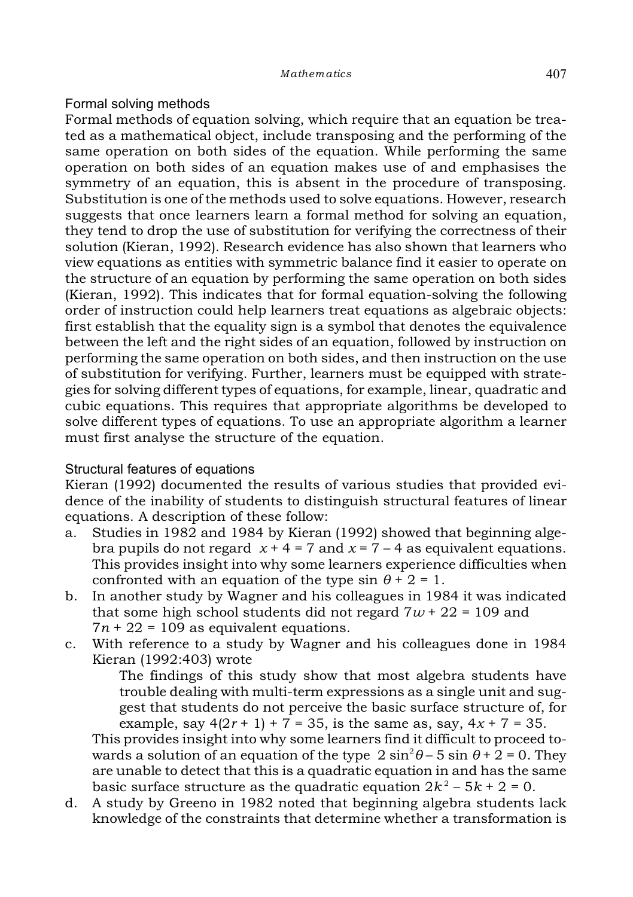### Formal solving methods

Formal methods of equation solving, which require that an equation be treated as a mathematical object, include transposing and the performing of the same operation on both sides of the equation. While performing the same operation on both sides of an equation makes use of and emphasises the symmetry of an equation, this is absent in the procedure of transposing. Substitution is one of the methods used to solve equations. However, research suggests that once learners learn a formal method for solving an equation, they tend to drop the use of substitution for verifying the correctness of their solution (Kieran, 1992). Research evidence has also shown that learners who view equations as entities with symmetric balance find it easier to operate on the structure of an equation by performing the same operation on both sides (Kieran, 1992). This indicates that for formal equation-solving the following order of instruction could help learners treat equations as algebraic objects: first establish that the equality sign is a symbol that denotes the equivalence between the left and the right sides of an equation, followed by instruction on performing the same operation on both sides, and then instruction on the use of substitution for verifying. Further, learners must be equipped with strategies for solving different types of equations, for example, linear, quadratic and cubic equations. This requires that appropriate algorithms be developed to solve different types of equations. To use an appropriate algorithm a learner must first analyse the structure of the equation.

### Structural features of equations

Kieran (1992) documented the results of various studies that provided evidence of the inability of students to distinguish structural features of linear equations. A description of these follow:

a. Studies in 1982 and 1984 by Kieran (1992) showed that beginning algebra pupils do not regard $x + 4 = 7$ and $x = 7 - 4$ as equivalent equations. This provides insight into why some learners experience difficulties when confronted with an equation of the type $\sin\theta + 2 = 1$.

b. In another study by Wagner and his colleagues in 1984 it was indicated that some high school students did not regard $7w + 22 = 109$ and $7n + 22 = 109$ as equivalent equations.

c. With reference to a study by Wagner and his colleagues done in 1984 Kieran (1992:403) wrote

   > The findings of this study show that most algebra students have trouble dealing with multi-term expressions as a single unit and suggest that students do not perceive the basic surface structure of, for example, say $4(2r + 1) + 7 = 35$, is the same as, say, $4x + 7 = 35$.

   This provides insight into why some learners find it difficult to proceed towards a solution of an equation of the type $2\sin^2\theta - 5\sin\theta + 2 = 0$. They are unable to detect that this is a quadratic equation in and has the same basic surface structure as the quadratic equation $2k^2 - 5k + 2 = 0$.

d. A study by Greeno in 1982 noted that beginning algebra students lack knowledge of the constraints that determine whether a transformation is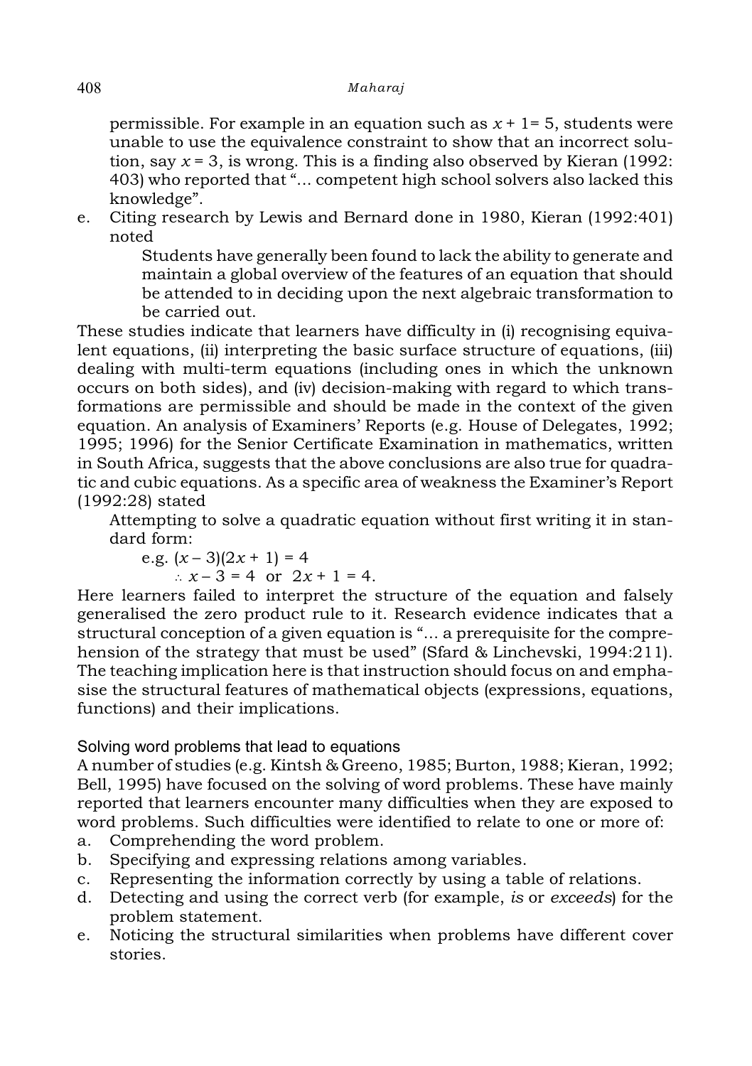permissible. For example in an equation such as $x + 1 = 5$, students were unable to use the equivalence constraint to show that an incorrect solution, say $x = 3$, is wrong. This is a finding also observed by Kieran (1992: 403) who reported that "... competent high school solvers also lacked this knowledge".

e. Citing research by Lewis and Bernard done in 1980, Kieran (1992:401) noted

> Students have generally been found to lack the ability to generate and maintain a global overview of the features of an equation that should be attended to in deciding upon the next algebraic transformation to be carried out.

These studies indicate that learners have difficulty in (i) recognising equivalent equations, (ii) interpreting the basic surface structure of equations, (iii) dealing with multi-term equations (including ones in which the unknown occurs on both sides), and (iv) decision-making with regard to which transformations are permissible and should be made in the context of the given equation. An analysis of Examiners' Reports (e.g. House of Delegates, 1992; 1995; 1996) for the Senior Certificate Examination in mathematics, written in South Africa, suggests that the above conclusions are also true for quadratic and cubic equations. As a specific area of weakness the Examiner's Report (1992:28) stated

> Attempting to solve a quadratic equation without first writing it in standard form:
>
> e.g. $(x - 3)(2x + 1) = 4$
>
> $\therefore\ x - 3 = 4$ or $2x + 1 = 4$.

Here learners failed to interpret the structure of the equation and falsely generalised the zero product rule to it. Research evidence indicates that a structural conception of a given equation is "... a prerequisite for the comprehension of the strategy that must be used" (Sfard & Linchevski, 1994:211). The teaching implication here is that instruction should focus on and emphasise the structural features of mathematical objects (expressions, equations, functions) and their implications.

### Solving word problems that lead to equations

A number of studies (e.g. Kintsh & Greeno, 1985; Burton, 1988; Kieran, 1992; Bell, 1995) have focused on the solving of word problems. These have mainly reported that learners encounter many difficulties when they are exposed to word problems. Such difficulties were identified to relate to one or more of:

a. Comprehending the word problem.
b. Specifying and expressing relations among variables.
c. Representing the information correctly by using a table of relations.
d. Detecting and using the correct verb (for example, *is* or *exceeds*) for the problem statement.
e. Noticing the structural similarities when problems have different cover stories.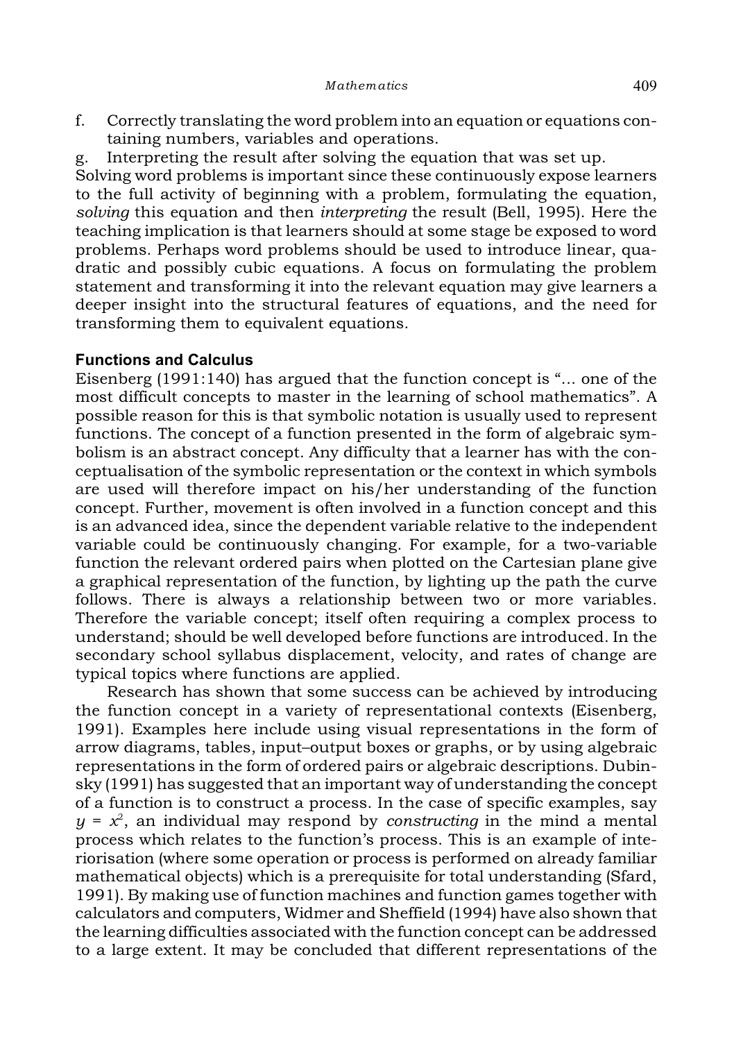f. Correctly translating the word problem into an equation or equations containing numbers, variables and operations.

g. Interpreting the result after solving the equation that was set up.

Solving word problems is important since these continuously expose learners to the full activity of beginning with a problem, formulating the equation, *solving* this equation and then *interpreting* the result (Bell, 1995). Here the teaching implication is that learners should at some stage be exposed to word problems. Perhaps word problems should be used to introduce linear, quadratic and possibly cubic equations. A focus on formulating the problem statement and transforming it into the relevant equation may give learners a deeper insight into the structural features of equations, and the need for transforming them to equivalent equations.

### Functions and Calculus

Eisenberg (1991:140) has argued that the function concept is "... one of the most difficult concepts to master in the learning of school mathematics". A possible reason for this is that symbolic notation is usually used to represent functions. The concept of a function presented in the form of algebraic symbolism is an abstract concept. Any difficulty that a learner has with the conceptualisation of the symbolic representation or the context in which symbols are used will therefore impact on his/her understanding of the function concept. Further, movement is often involved in a function concept and this is an advanced idea, since the dependent variable relative to the independent variable could be continuously changing. For example, for a two-variable function the relevant ordered pairs when plotted on the Cartesian plane give a graphical representation of the function, by lighting up the path the curve follows. There is always a relationship between two or more variables. Therefore the variable concept; itself often requiring a complex process to understand; should be well developed before functions are introduced. In the secondary school syllabus displacement, velocity, and rates of change are typical topics where functions are applied.

Research has shown that some success can be achieved by introducing the function concept in a variety of representational contexts (Eisenberg, 1991). Examples here include using visual representations in the form of arrow diagrams, tables, input–output boxes or graphs, or by using algebraic representations in the form of ordered pairs or algebraic descriptions. Dubinsky (1991) has suggested that an important way of understanding the concept of a function is to construct a process. In the case of specific examples, say $y = x^2$, an individual may respond by *constructing* in the mind a mental process which relates to the function's process. This is an example of interiorisation (where some operation or process is performed on already familiar mathematical objects) which is a prerequisite for total understanding (Sfard, 1991). By making use of function machines and function games together with calculators and computers, Widmer and Sheffield (1994) have also shown that the learning difficulties associated with the function concept can be addressed to a large extent. It may be concluded that different representations of the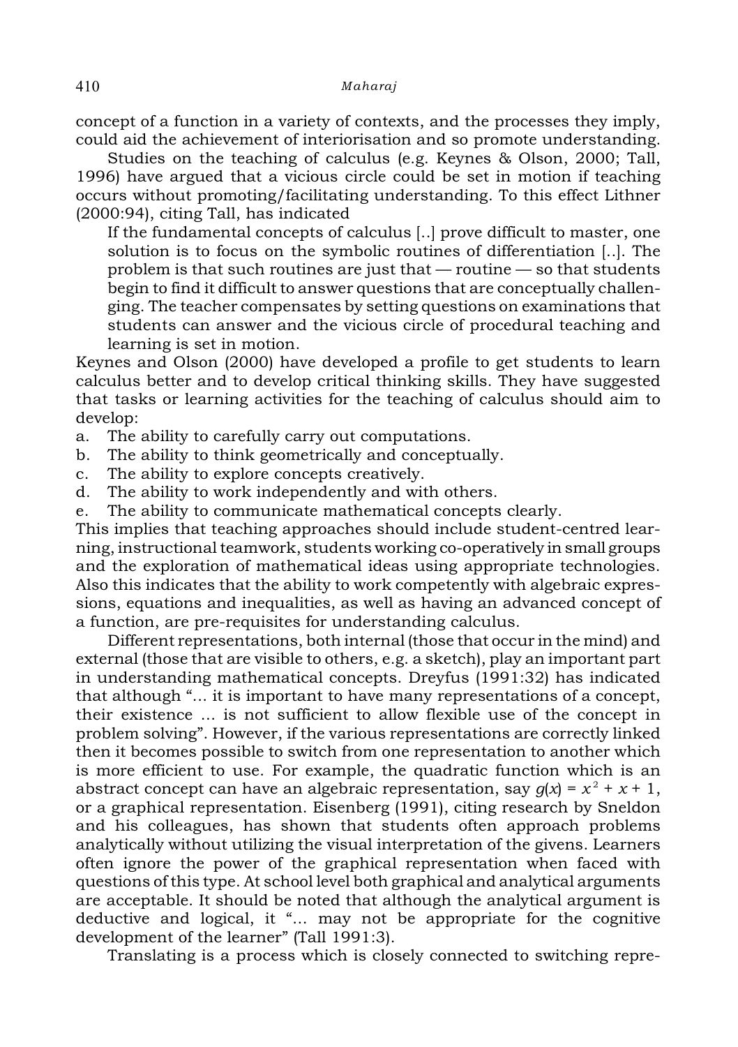concept of a function in a variety of contexts, and the processes they imply, could aid the achievement of interiorisation and so promote understanding.

Studies on the teaching of calculus (e.g. Keynes & Olson, 2000; Tall, 1996) have argued that a vicious circle could be set in motion if teaching occurs without promoting/facilitating understanding. To this effect Lithner (2000:94), citing Tall, has indicated

> If the fundamental concepts of calculus [..] prove difficult to master, one solution is to focus on the symbolic routines of differentiation [..]. The problem is that such routines are just that — routine — so that students begin to find it difficult to answer questions that are conceptually challenging. The teacher compensates by setting questions on examinations that students can answer and the vicious circle of procedural teaching and learning is set in motion.

Keynes and Olson (2000) have developed a profile to get students to learn calculus better and to develop critical thinking skills. They have suggested that tasks or learning activities for the teaching of calculus should aim to develop:

a. The ability to carefully carry out computations.
b. The ability to think geometrically and conceptually.
c. The ability to explore concepts creatively.
d. The ability to work independently and with others.
e. The ability to communicate mathematical concepts clearly.

This implies that teaching approaches should include student-centred learning, instructional teamwork, students working co-operatively in small groups and the exploration of mathematical ideas using appropriate technologies. Also this indicates that the ability to work competently with algebraic expressions, equations and inequalities, as well as having an advanced concept of a function, are pre-requisites for understanding calculus.

Different representations, both internal (those that occur in the mind) and external (those that are visible to others, e.g. a sketch), play an important part in understanding mathematical concepts. Dreyfus (1991:32) has indicated that although "... it is important to have many representations of a concept, their existence ... is not sufficient to allow flexible use of the concept in problem solving". However, if the various representations are correctly linked then it becomes possible to switch from one representation to another which is more efficient to use. For example, the quadratic function which is an abstract concept can have an algebraic representation, say $g(x) = x^2 + x + 1$, or a graphical representation. Eisenberg (1991), citing research by Sneldon and his colleagues, has shown that students often approach problems analytically without utilizing the visual interpretation of the givens. Learners often ignore the power of the graphical representation when faced with questions of this type. At school level both graphical and analytical arguments are acceptable. It should be noted that although the analytical argument is deductive and logical, it "... may not be appropriate for the cognitive development of the learner" (Tall 1991:3).

Translating is a process which is closely connected to switching repre-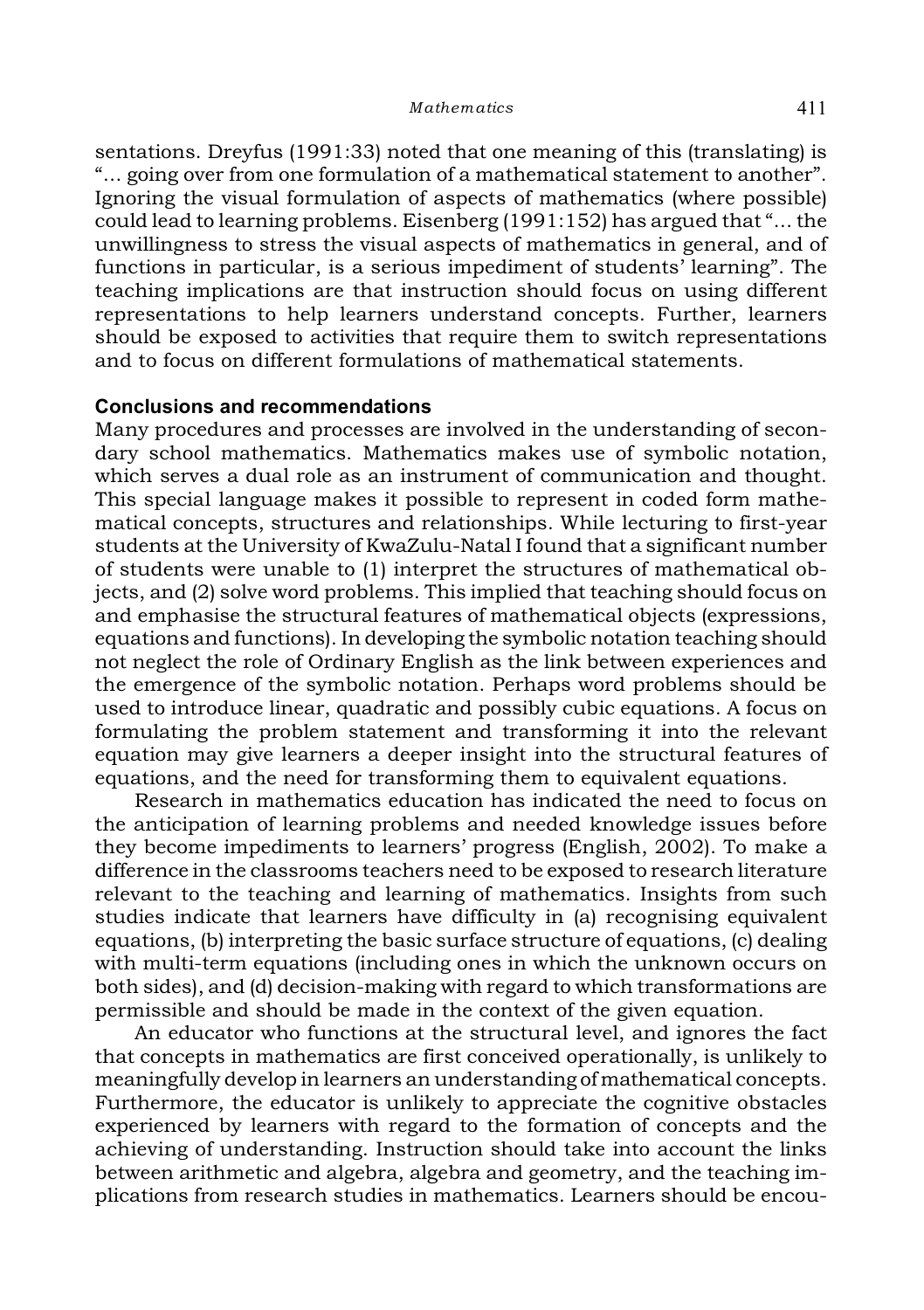sentations. Dreyfus (1991:33) noted that one meaning of this (translating) is "… going over from one formulation of a mathematical statement to another". Ignoring the visual formulation of aspects of mathematics (where possible) could lead to learning problems. Eisenberg (1991:152) has argued that "… the unwillingness to stress the visual aspects of mathematics in general, and of functions in particular, is a serious impediment of students' learning". The teaching implications are that instruction should focus on using different representations to help learners understand concepts. Further, learners should be exposed to activities that require them to switch representations and to focus on different formulations of mathematical statements.

## Conclusions and recommendations

Many procedures and processes are involved in the understanding of secondary school mathematics. Mathematics makes use of symbolic notation, which serves a dual role as an instrument of communication and thought. This special language makes it possible to represent in coded form mathematical concepts, structures and relationships. While lecturing to first-year students at the University of KwaZulu-Natal I found that a significant number of students were unable to (1) interpret the structures of mathematical objects, and (2) solve word problems. This implied that teaching should focus on and emphasise the structural features of mathematical objects (expressions, equations and functions). In developing the symbolic notation teaching should not neglect the role of Ordinary English as the link between experiences and the emergence of the symbolic notation. Perhaps word problems should be used to introduce linear, quadratic and possibly cubic equations. A focus on formulating the problem statement and transforming it into the relevant equation may give learners a deeper insight into the structural features of equations, and the need for transforming them to equivalent equations.

Research in mathematics education has indicated the need to focus on the anticipation of learning problems and needed knowledge issues before they become impediments to learners' progress (English, 2002). To make a difference in the classrooms teachers need to be exposed to research literature relevant to the teaching and learning of mathematics. Insights from such studies indicate that learners have difficulty in (a) recognising equivalent equations, (b) interpreting the basic surface structure of equations, (c) dealing with multi-term equations (including ones in which the unknown occurs on both sides), and (d) decision-making with regard to which transformations are permissible and should be made in the context of the given equation.

An educator who functions at the structural level, and ignores the fact that concepts in mathematics are first conceived operationally, is unlikely to meaningfully develop in learners an understanding of mathematical concepts. Furthermore, the educator is unlikely to appreciate the cognitive obstacles experienced by learners with regard to the formation of concepts and the achieving of understanding. Instruction should take into account the links between arithmetic and algebra, algebra and geometry, and the teaching implications from research studies in mathematics. Learners should be encou-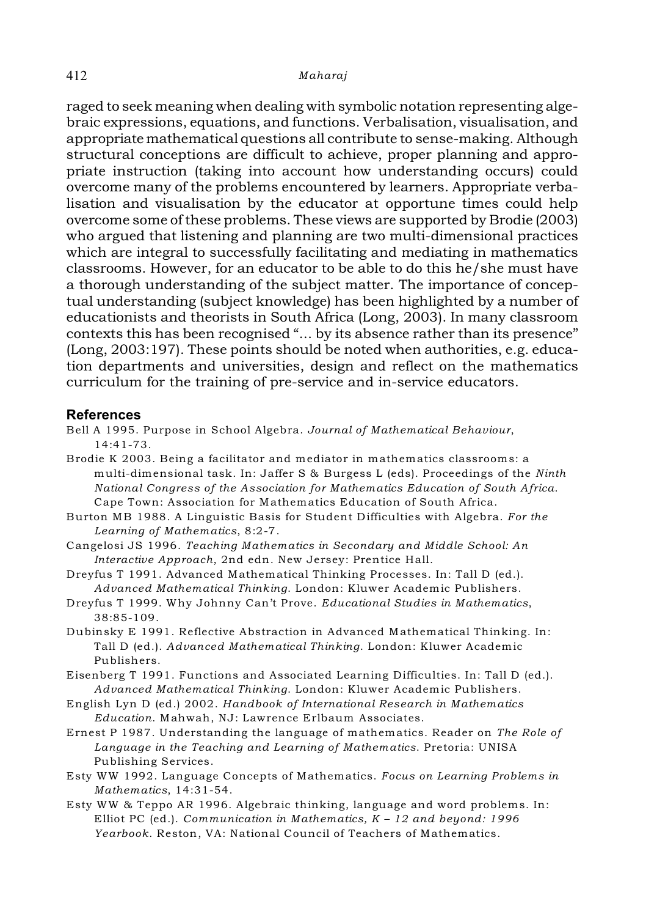raged to seek meaning when dealing with symbolic notation representing algebraic expressions, equations, and functions. Verbalisation, visualisation, and appropriate mathematical questions all contribute to sense-making. Although structural conceptions are difficult to achieve, proper planning and appropriate instruction (taking into account how understanding occurs) could overcome many of the problems encountered by learners. Appropriate verbalisation and visualisation by the educator at opportune times could help overcome some of these problems. These views are supported by Brodie (2003) who argued that listening and planning are two multi-dimensional practices which are integral to successfully facilitating and mediating in mathematics classrooms. However, for an educator to be able to do this he/she must have a thorough understanding of the subject matter. The importance of conceptual understanding (subject knowledge) has been highlighted by a number of educationists and theorists in South Africa (Long, 2003). In many classroom contexts this has been recognised "... by its absence rather than its presence" (Long, 2003:197). These points should be noted when authorities, e.g. education departments and universities, design and reflect on the mathematics curriculum for the training of pre-service and in-service educators.

## References

Bell A 1995. Purpose in School Algebra. *Journal of Mathematical Behaviour*, 14:41-73.

Brodie K 2003. Being a facilitator and mediator in mathematics classrooms: a multi-dimensional task. In: Jaffer S & Burgess L (eds). Proceedings of the *Ninth National Congress of the Association for Mathematics Education of South Africa*. Cape Town: Association for Mathematics Education of South Africa.

Burton MB 1988. A Linguistic Basis for Student Difficulties with Algebra. *For the Learning of Mathematics*, 8:2-7.

Cangelosi JS 1996. *Teaching Mathematics in Secondary and Middle School: An Interactive Approach*, 2nd edn. New Jersey: Prentice Hall.

Dreyfus T 1991. Advanced Mathematical Thinking Processes. In: Tall D (ed.). *Advanced Mathematical Thinking*. London: Kluwer Academic Publishers.

Dreyfus T 1999. Why Johnny Can't Prove. *Educational Studies in Mathematics*, 38:85-109.

Dubinsky E 1991. Reflective Abstraction in Advanced Mathematical Thinking. In: Tall D (ed.). *Advanced Mathematical Thinking*. London: Kluwer Academic Publishers.

Eisenberg T 1991. Functions and Associated Learning Difficulties. In: Tall D (ed.). *Advanced Mathematical Thinking*. London: Kluwer Academic Publishers.

English Lyn D (ed.) 2002. *Handbook of International Research in Mathematics Education*. Mahwah, NJ: Lawrence Erlbaum Associates.

Ernest P 1987. Understanding the language of mathematics. Reader on *The Role of Language in the Teaching and Learning of Mathematics*. Pretoria: UNISA Publishing Services.

Esty WW 1992. Language Concepts of Mathematics. *Focus on Learning Problems in Mathematics*, 14:31-54.

Esty WW & Teppo AR 1996. Algebraic thinking, language and word problems. In: Elliot PC (ed.). *Communication in Mathematics, K – 12 and beyond: 1996 Yearbook*. Reston, VA: National Council of Teachers of Mathematics.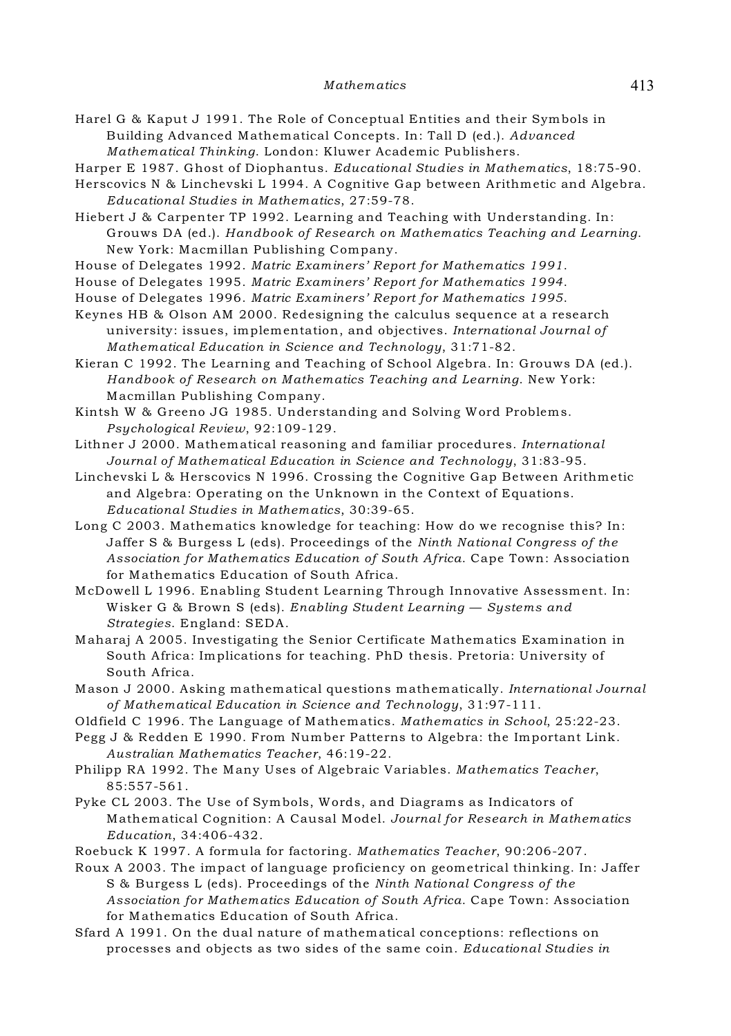Harel G & Kaput J 1991. The Role of Conceptual Entities and their Symbols in Building Advanced Mathematical Concepts. In: Tall D (ed.). *Advanced Mathematical Thinking*. London: Kluwer Academic Publishers.

Harper E 1987. Ghost of Diophantus. *Educational Studies in Mathematics*, 18:75-90.

Herscovics N & Linchevski L 1994. A Cognitive Gap between Arithmetic and Algebra. *Educational Studies in Mathematics*, 27:59-78.

Hiebert J & Carpenter TP 1992. Learning and Teaching with Understanding. In: Grouws DA (ed.). *Handbook of Research on Mathematics Teaching and Learning*. New York: Macmillan Publishing Company.

House of Delegates 1992. *Matric Examiners' Report for Mathematics 1991*.

House of Delegates 1995. *Matric Examiners' Report for Mathematics 1994*.

House of Delegates 1996. *Matric Examiners' Report for Mathematics 1995*.

Keynes HB & Olson AM 2000. Redesigning the calculus sequence at a research university: issues, implementation, and objectives. *International Journal of Mathematical Education in Science and Technology*, 31:71-82.

Kieran C 1992. The Learning and Teaching of School Algebra. In: Grouws DA (ed.). *Handbook of Research on Mathematics Teaching and Learning*. New York: Macmillan Publishing Company.

Kintsh W & Greeno JG 1985. Understanding and Solving Word Problems. *Psychological Review*, 92:109-129.

Lithner J 2000. Mathematical reasoning and familiar procedures. *International Journal of Mathematical Education in Science and Technology*, 31:83-95.

Linchevski L & Herscovics N 1996. Crossing the Cognitive Gap Between Arithmetic and Algebra: Operating on the Unknown in the Context of Equations. *Educational Studies in Mathematics*, 30:39-65.

Long C 2003. Mathematics knowledge for teaching: How do we recognise this? In: Jaffer S & Burgess L (eds). Proceedings of the *Ninth National Congress of the Association for Mathematics Education of South Africa*. Cape Town: Association for Mathematics Education of South Africa.

McDowell L 1996. Enabling Student Learning Through Innovative Assessment. In: Wisker G & Brown S (eds). *Enabling Student Learning — Systems and Strategies*. England: SEDA.

Maharaj A 2005. Investigating the Senior Certificate Mathematics Examination in South Africa: Implications for teaching. PhD thesis. Pretoria: University of South Africa.

Mason J 2000. Asking mathematical questions mathematically. *International Journal of Mathematical Education in Science and Technology*, 31:97-111.

Oldfield C 1996. The Language of Mathematics. *Mathematics in School*, 25:22-23.

Pegg J & Redden E 1990. From Number Patterns to Algebra: the Important Link. *Australian Mathematics Teacher*, 46:19-22.

Philipp RA 1992. The Many Uses of Algebraic Variables. *Mathematics Teacher*, 85:557-561.

Pyke CL 2003. The Use of Symbols, Words, and Diagrams as Indicators of Mathematical Cognition: A Causal Model. *Journal for Research in Mathematics Education*, 34:406-432.

Roebuck K 1997. A formula for factoring. *Mathematics Teacher*, 90:206-207.

Roux A 2003. The impact of language proficiency on geometrical thinking. In: Jaffer S & Burgess L (eds). Proceedings of the *Ninth National Congress of the Association for Mathematics Education of South Africa*. Cape Town: Association for Mathematics Education of South Africa.

Sfard A 1991. On the dual nature of mathematical conceptions: reflections on processes and objects as two sides of the same coin. *Educational Studies in*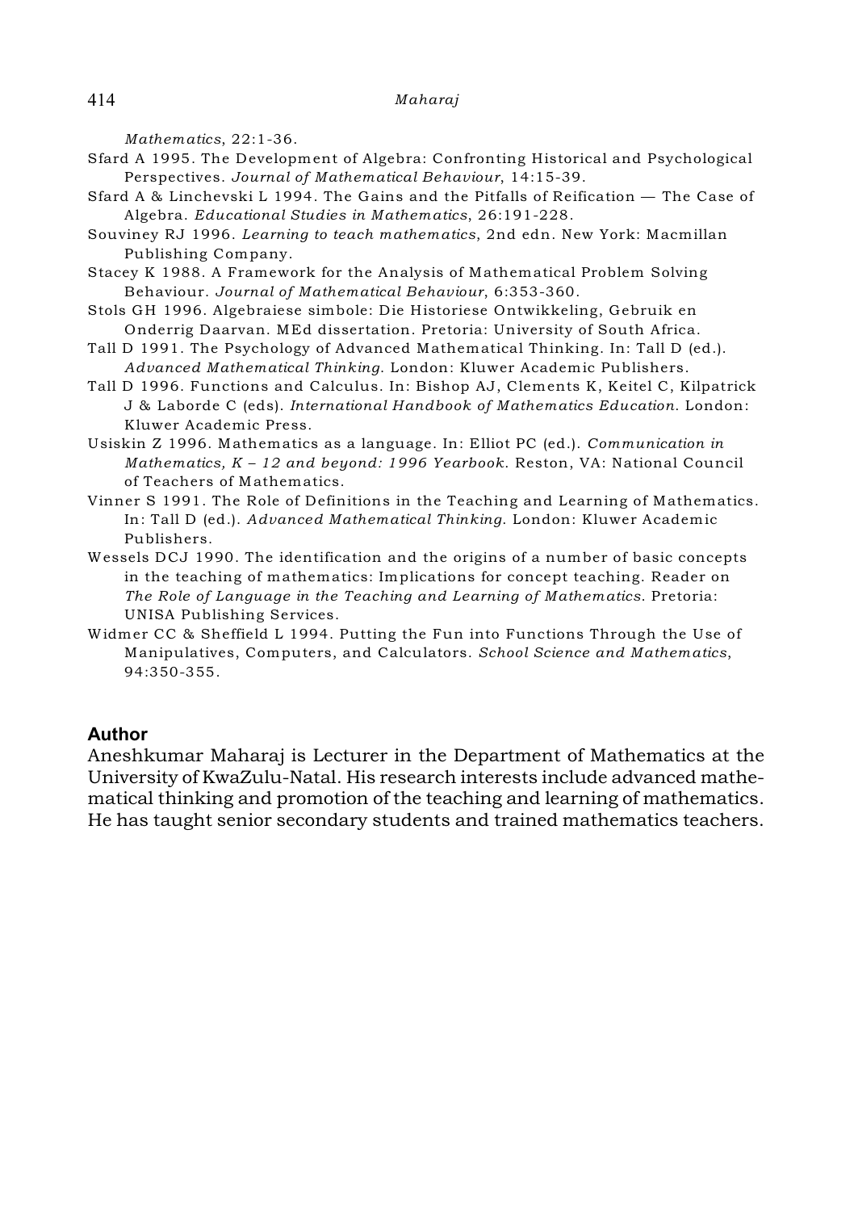*Mathematics*, 22:1-36.

Sfard A 1995. The Development of Algebra: Confronting Historical and Psychological Perspectives. *Journal of Mathematical Behaviour*, 14:15-39.

Sfard A & Linchevski L 1994. The Gains and the Pitfalls of Reification — The Case of Algebra. *Educational Studies in Mathematics*, 26:191-228.

Souviney RJ 1996. *Learning to teach mathematics*, 2nd edn. New York: Macmillan Publishing Company.

Stacey K 1988. A Framework for the Analysis of Mathematical Problem Solving Behaviour. *Journal of Mathematical Behaviour*, 6:353-360.

Stols GH 1996. Algebraiese simbole: Die Historiese Ontwikkeling, Gebruik en Onderrig Daarvan. MEd dissertation. Pretoria: University of South Africa.

Tall D 1991. The Psychology of Advanced Mathematical Thinking. In: Tall D (ed.). *Advanced Mathematical Thinking*. London: Kluwer Academic Publishers.

Tall D 1996. Functions and Calculus. In: Bishop AJ, Clements K, Keitel C, Kilpatrick J & Laborde C (eds). *International Handbook of Mathematics Education*. London: Kluwer Academic Press.

Usiskin Z 1996. Mathematics as a language. In: Elliot PC (ed.). *Communication in Mathematics, K – 12 and beyond: 1996 Yearbook*. Reston, VA: National Council of Teachers of Mathematics.

Vinner S 1991. The Role of Definitions in the Teaching and Learning of Mathematics. In: Tall D (ed.). *Advanced Mathematical Thinking*. London: Kluwer Academic Publishers.

Wessels DCJ 1990. The identification and the origins of a number of basic concepts in the teaching of mathematics: Implications for concept teaching. Reader on *The Role of Language in the Teaching and Learning of Mathematics*. Pretoria: UNISA Publishing Services.

Widmer CC & Sheffield L 1994. Putting the Fun into Functions Through the Use of Manipulatives, Computers, and Calculators. *School Science and Mathematics*, 94:350-355.

## Author

Aneshkumar Maharaj is Lecturer in the Department of Mathematics at the University of KwaZulu-Natal. His research interests include advanced mathematical thinking and promotion of the teaching and learning of mathematics. He has taught senior secondary students and trained mathematics teachers.